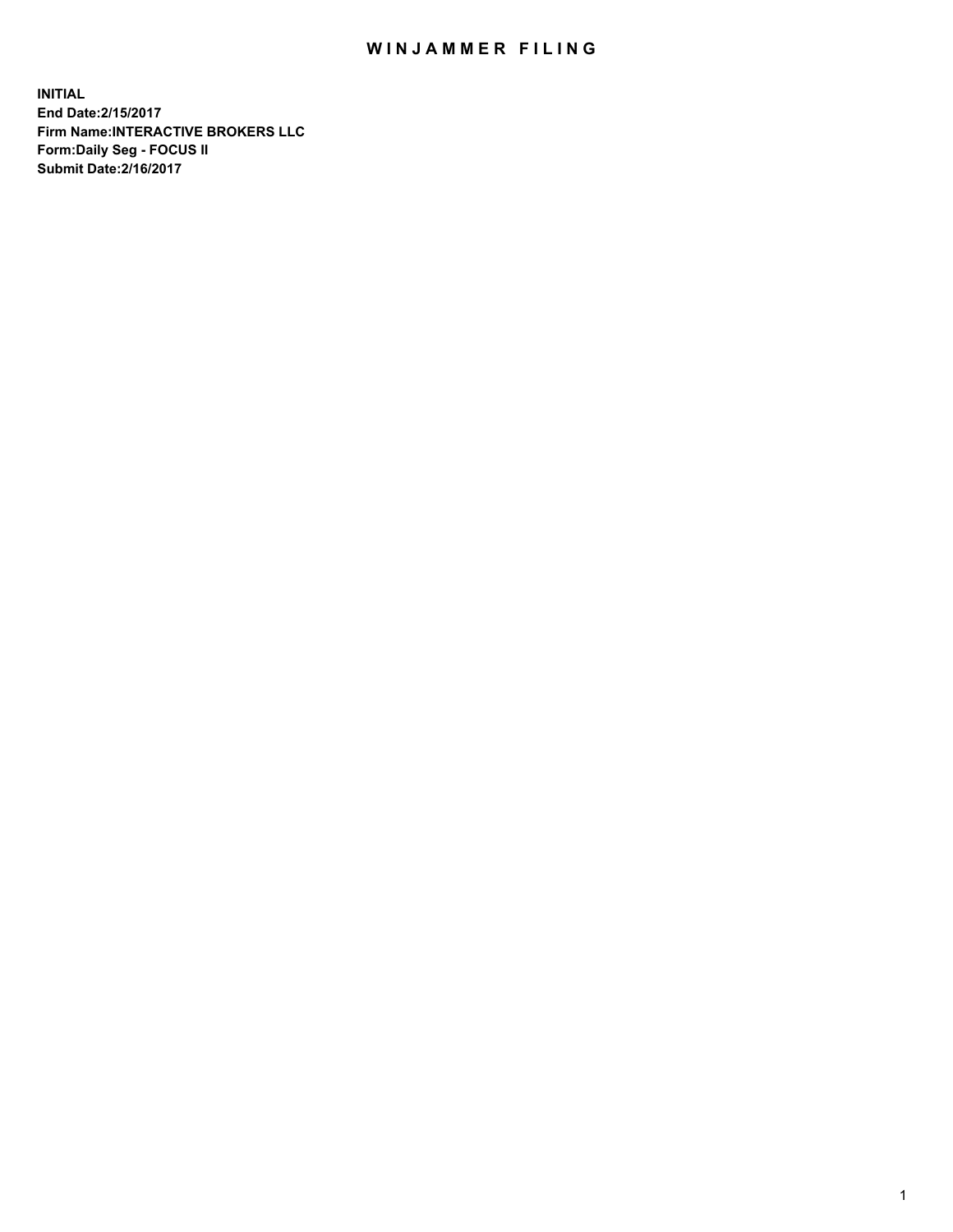# WINJAMMER FILING

**INITIAL**
**End Date:2/15/2017**
**Firm Name:INTERACTIVE BROKERS LLC**
**Form:Daily Seg - FOCUS II**
**Submit Date:2/16/2017**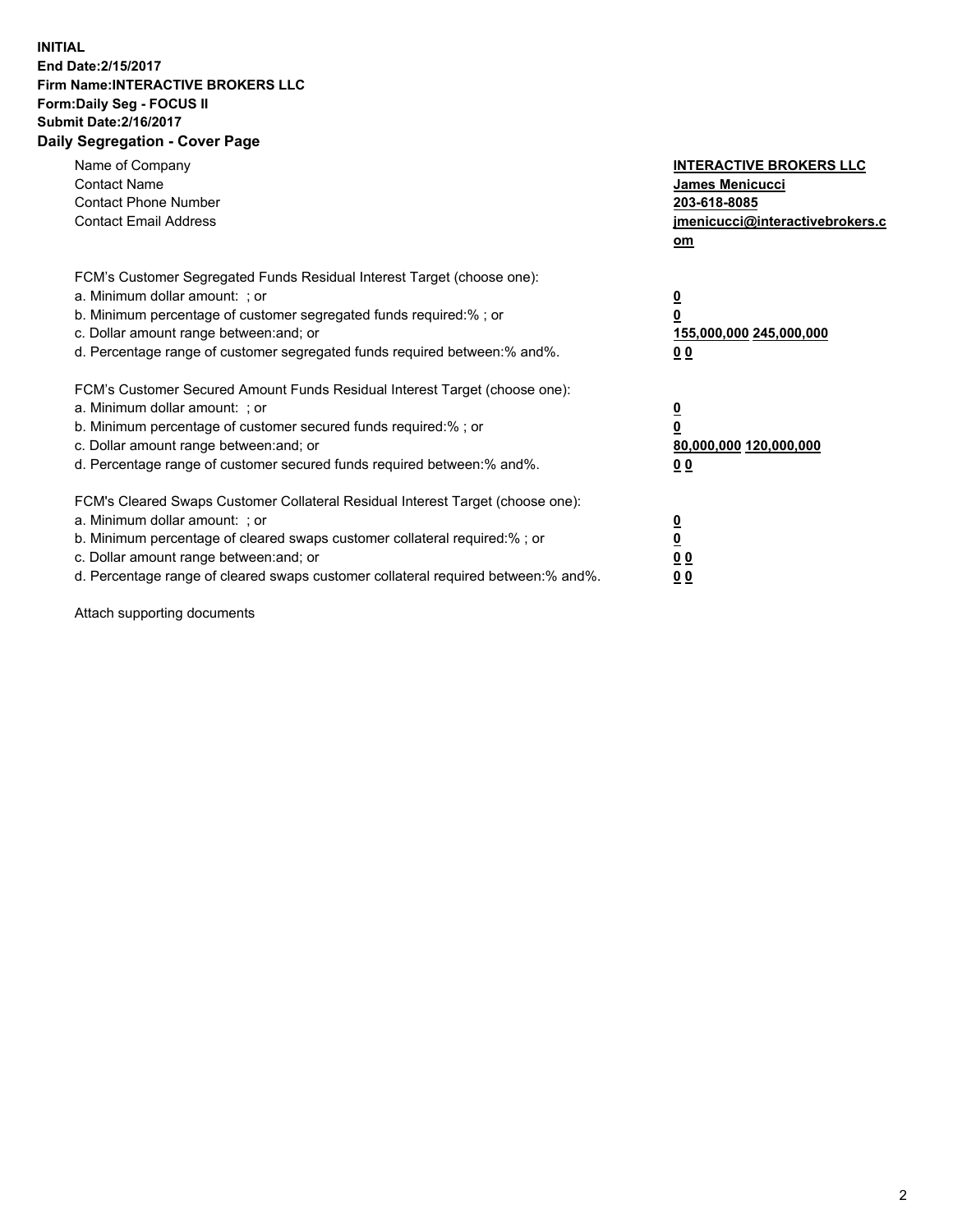**INITIAL**
**End Date:2/15/2017**
**Firm Name:INTERACTIVE BROKERS LLC**
**Form:Daily Seg - FOCUS II**
**Submit Date:2/16/2017**
**Daily Segregation - Cover Page**

| | |
|---|---|
| Name of Company | **INTERACTIVE BROKERS LLC** |
| Contact Name | **James Menicucci** |
| Contact Phone Number | **203-618-8085** |
| Contact Email Address | **jmenicucci@interactivebrokers.com** |
| | |
| FCM's Customer Segregated Funds Residual Interest Target (choose one): | |
| a. Minimum dollar amount: ; or | **0** |
| b. Minimum percentage of customer segregated funds required:% ; or | **0** |
| c. Dollar amount range between:and; or | **155,000,000 245,000,000** |
| d. Percentage range of customer segregated funds required between:% and%. | **0 0** |
| | |
| FCM's Customer Secured Amount Funds Residual Interest Target (choose one): | |
| a. Minimum dollar amount: ; or | **0** |
| b. Minimum percentage of customer secured funds required:% ; or | **0** |
| c. Dollar amount range between:and; or | **80,000,000 120,000,000** |
| d. Percentage range of customer secured funds required between:% and%. | **0 0** |
| | |
| FCM's Cleared Swaps Customer Collateral Residual Interest Target (choose one): | |
| a. Minimum dollar amount: ; or | **0** |
| b. Minimum percentage of cleared swaps customer collateral required:% ; or | **0** |
| c. Dollar amount range between:and; or | **0 0** |
| d. Percentage range of cleared swaps customer collateral required between:% and%. | **0 0** |

Attach supporting documents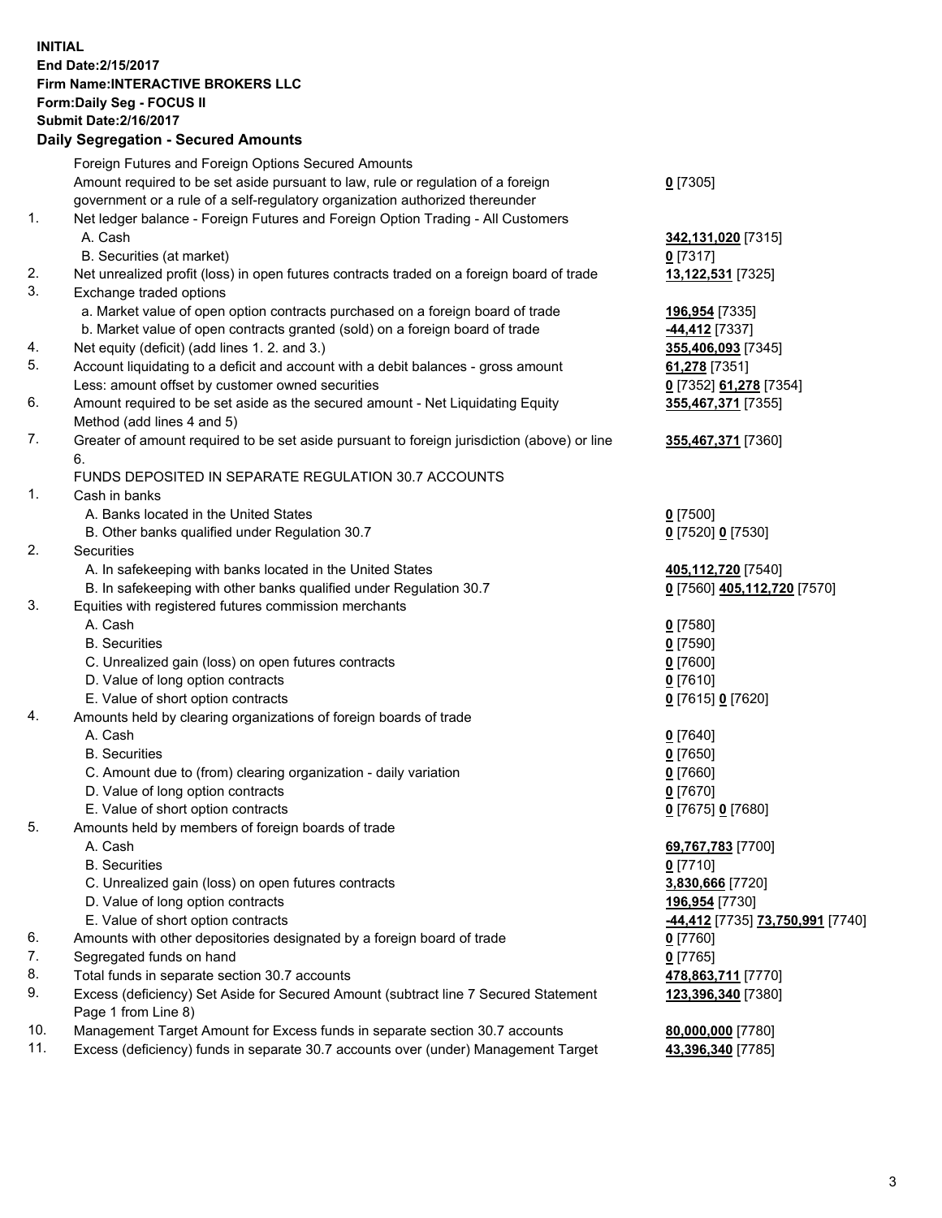**INITIAL**
**End Date:2/15/2017**
**Firm Name:INTERACTIVE BROKERS LLC**
**Form:Daily Seg - FOCUS II**
**Submit Date:2/16/2017**

**Daily Segregation - Secured Amounts**

| | | |
|---|---|---|
| | Foreign Futures and Foreign Options Secured Amounts | |
| | Amount required to be set aside pursuant to law, rule or regulation of a foreign government or a rule of a self-regulatory organization authorized thereunder | 0 [7305] |
| 1. | Net ledger balance - Foreign Futures and Foreign Option Trading - All Customers | |
| | A. Cash | 342,131,020 [7315] |
| | B. Securities (at market) | 0 [7317] |
| 2. | Net unrealized profit (loss) in open futures contracts traded on a foreign board of trade | 13,122,531 [7325] |
| 3. | Exchange traded options | |
| | a. Market value of open option contracts purchased on a foreign board of trade | 196,954 [7335] |
| | b. Market value of open contracts granted (sold) on a foreign board of trade | -44,412 [7337] |
| 4. | Net equity (deficit) (add lines 1. 2. and 3.) | 355,406,093 [7345] |
| 5. | Account liquidating to a deficit and account with a debit balances - gross amount | 61,278 [7351] |
| | Less: amount offset by customer owned securities | 0 [7352] 61,278 [7354] |
| 6. | Amount required to be set aside as the secured amount - Net Liquidating Equity Method (add lines 4 and 5) | 355,467,371 [7355] |
| 7. | Greater of amount required to be set aside pursuant to foreign jurisdiction (above) or line 6. | 355,467,371 [7360] |
| | FUNDS DEPOSITED IN SEPARATE REGULATION 30.7 ACCOUNTS | |
| 1. | Cash in banks | |
| | A. Banks located in the United States | 0 [7500] |
| | B. Other banks qualified under Regulation 30.7 | 0 [7520] 0 [7530] |
| 2. | Securities | |
| | A. In safekeeping with banks located in the United States | 405,112,720 [7540] |
| | B. In safekeeping with other banks qualified under Regulation 30.7 | 0 [7560] 405,112,720 [7570] |
| 3. | Equities with registered futures commission merchants | |
| | A. Cash | 0 [7580] |
| | B. Securities | 0 [7590] |
| | C. Unrealized gain (loss) on open futures contracts | 0 [7600] |
| | D. Value of long option contracts | 0 [7610] |
| | E. Value of short option contracts | 0 [7615] 0 [7620] |
| 4. | Amounts held by clearing organizations of foreign boards of trade | |
| | A. Cash | 0 [7640] |
| | B. Securities | 0 [7650] |
| | C. Amount due to (from) clearing organization - daily variation | 0 [7660] |
| | D. Value of long option contracts | 0 [7670] |
| | E. Value of short option contracts | 0 [7675] 0 [7680] |
| 5. | Amounts held by members of foreign boards of trade | |
| | A. Cash | 69,767,783 [7700] |
| | B. Securities | 0 [7710] |
| | C. Unrealized gain (loss) on open futures contracts | 3,830,666 [7720] |
| | D. Value of long option contracts | 196,954 [7730] |
| | E. Value of short option contracts | -44,412 [7735] 73,750,991 [7740] |
| 6. | Amounts with other depositories designated by a foreign board of trade | 0 [7760] |
| 7. | Segregated funds on hand | 0 [7765] |
| 8. | Total funds in separate section 30.7 accounts | 478,863,711 [7770] |
| 9. | Excess (deficiency) Set Aside for Secured Amount (subtract line 7 Secured Statement Page 1 from Line 8) | 123,396,340 [7380] |
| 10. | Management Target Amount for Excess funds in separate section 30.7 accounts | 80,000,000 [7780] |
| 11. | Excess (deficiency) funds in separate 30.7 accounts over (under) Management Target | 43,396,340 [7785] |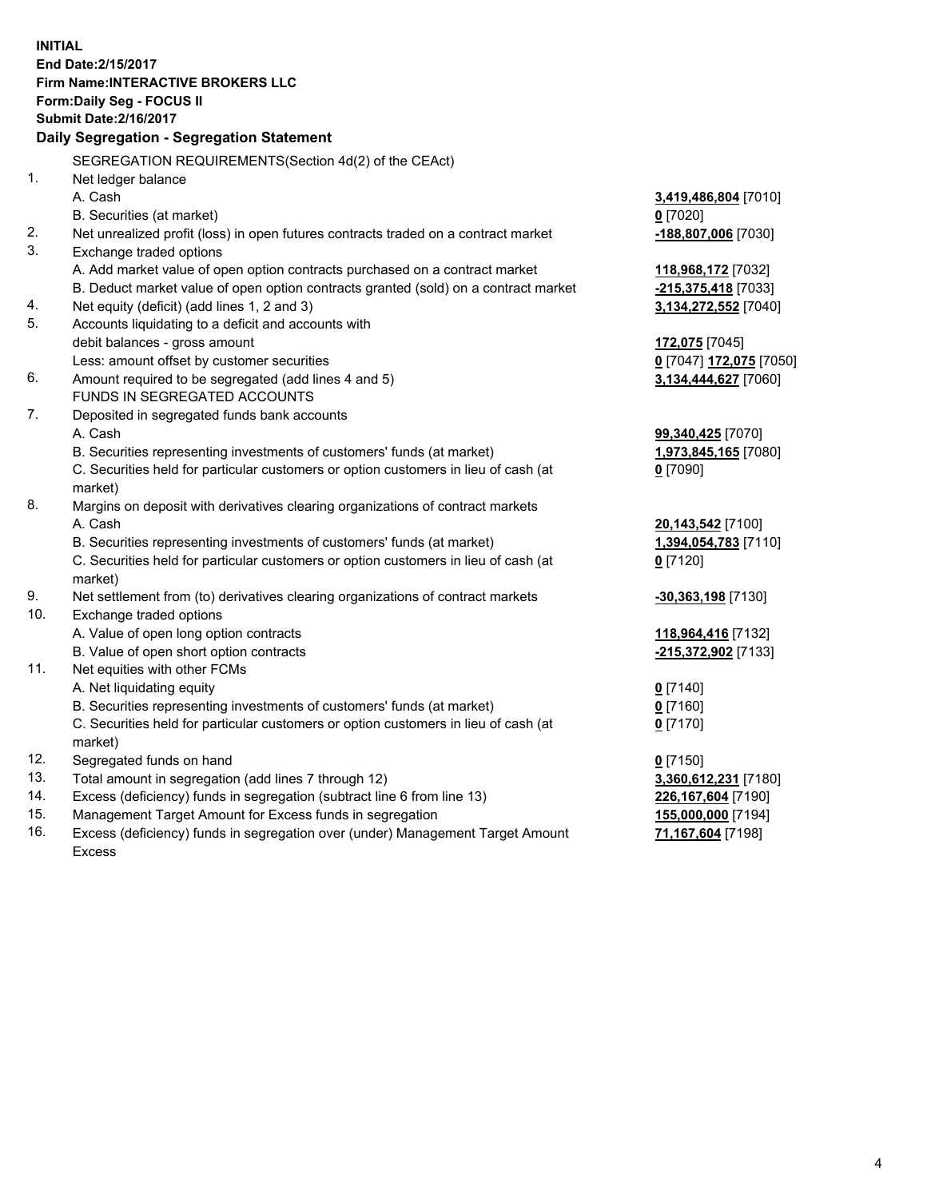**INITIAL**
**End Date:2/15/2017**
**Firm Name:INTERACTIVE BROKERS LLC**
**Form:Daily Seg - FOCUS II**
**Submit Date:2/16/2017**

**Daily Segregation - Segregation Statement**

SEGREGATION REQUIREMENTS(Section 4d(2) of the CEAct)

| | | |
|---|---|---|
| 1. | Net ledger balance | |
| | A. Cash | **3,419,486,804** [7010] |
| | B. Securities (at market) | **0** [7020] |
| 2. | Net unrealized profit (loss) in open futures contracts traded on a contract market | **-188,807,006** [7030] |
| 3. | Exchange traded options | |
| | A. Add market value of open option contracts purchased on a contract market | **118,968,172** [7032] |
| | B. Deduct market value of open option contracts granted (sold) on a contract market | **-215,375,418** [7033] |
| 4. | Net equity (deficit) (add lines 1, 2 and 3) | **3,134,272,552** [7040] |
| 5. | Accounts liquidating to a deficit and accounts with debit balances - gross amount | **172,075** [7045] |
| | Less: amount offset by customer securities | **0** [7047] **172,075** [7050] |
| 6. | Amount required to be segregated (add lines 4 and 5) | **3,134,444,627** [7060] |
| | FUNDS IN SEGREGATED ACCOUNTS | |
| 7. | Deposited in segregated funds bank accounts | |
| | A. Cash | **99,340,425** [7070] |
| | B. Securities representing investments of customers' funds (at market) | **1,973,845,165** [7080] |
| | C. Securities held for particular customers or option customers in lieu of cash (at market) | **0** [7090] |
| 8. | Margins on deposit with derivatives clearing organizations of contract markets | |
| | A. Cash | **20,143,542** [7100] |
| | B. Securities representing investments of customers' funds (at market) | **1,394,054,783** [7110] |
| | C. Securities held for particular customers or option customers in lieu of cash (at market) | **0** [7120] |
| 9. | Net settlement from (to) derivatives clearing organizations of contract markets | **-30,363,198** [7130] |
| 10. | Exchange traded options | |
| | A. Value of open long option contracts | **118,964,416** [7132] |
| | B. Value of open short option contracts | **-215,372,902** [7133] |
| 11. | Net equities with other FCMs | |
| | A. Net liquidating equity | **0** [7140] |
| | B. Securities representing investments of customers' funds (at market) | **0** [7160] |
| | C. Securities held for particular customers or option customers in lieu of cash (at market) | **0** [7170] |
| 12. | Segregated funds on hand | **0** [7150] |
| 13. | Total amount in segregation (add lines 7 through 12) | **3,360,612,231** [7180] |
| 14. | Excess (deficiency) funds in segregation (subtract line 6 from line 13) | **226,167,604** [7190] |
| 15. | Management Target Amount for Excess funds in segregation | **155,000,000** [7194] |
| 16. | Excess (deficiency) funds in segregation over (under) Management Target Amount Excess | **71,167,604** [7198] |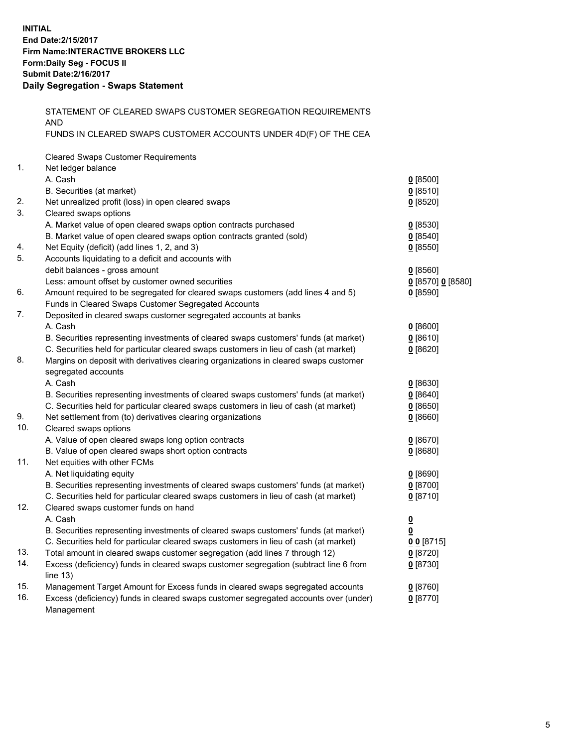**INITIAL**
**End Date:2/15/2017**
**Firm Name:INTERACTIVE BROKERS LLC**
**Form:Daily Seg - FOCUS II**
**Submit Date:2/16/2017**
**Daily Segregation - Swaps Statement**

STATEMENT OF CLEARED SWAPS CUSTOMER SEGREGATION REQUIREMENTS AND FUNDS IN CLEARED SWAPS CUSTOMER ACCOUNTS UNDER 4D(F) OF THE CEA

| | | |
|---|---|---|
| | Cleared Swaps Customer Requirements | |
| 1. | Net ledger balance | |
| | A. Cash | 0 [8500] |
| | B. Securities (at market) | 0 [8510] |
| 2. | Net unrealized profit (loss) in open cleared swaps | 0 [8520] |
| 3. | Cleared swaps options | |
| | A. Market value of open cleared swaps option contracts purchased | 0 [8530] |
| | B. Market value of open cleared swaps option contracts granted (sold) | 0 [8540] |
| 4. | Net Equity (deficit) (add lines 1, 2, and 3) | 0 [8550] |
| 5. | Accounts liquidating to a deficit and accounts with debit balances - gross amount | 0 [8560] |
| | Less: amount offset by customer owned securities | 0 [8570] 0 [8580] |
| 6. | Amount required to be segregated for cleared swaps customers (add lines 4 and 5) | 0 [8590] |
| | Funds in Cleared Swaps Customer Segregated Accounts | |
| 7. | Deposited in cleared swaps customer segregated accounts at banks | |
| | A. Cash | 0 [8600] |
| | B. Securities representing investments of cleared swaps customers' funds (at market) | 0 [8610] |
| | C. Securities held for particular cleared swaps customers in lieu of cash (at market) | 0 [8620] |
| 8. | Margins on deposit with derivatives clearing organizations in cleared swaps customer segregated accounts | |
| | A. Cash | 0 [8630] |
| | B. Securities representing investments of cleared swaps customers' funds (at market) | 0 [8640] |
| | C. Securities held for particular cleared swaps customers in lieu of cash (at market) | 0 [8650] |
| 9. | Net settlement from (to) derivatives clearing organizations | 0 [8660] |
| 10. | Cleared swaps options | |
| | A. Value of open cleared swaps long option contracts | 0 [8670] |
| | B. Value of open cleared swaps short option contracts | 0 [8680] |
| 11. | Net equities with other FCMs | |
| | A. Net liquidating equity | 0 [8690] |
| | B. Securities representing investments of cleared swaps customers' funds (at market) | 0 [8700] |
| | C. Securities held for particular cleared swaps customers in lieu of cash (at market) | 0 [8710] |
| 12. | Cleared swaps customer funds on hand | |
| | A. Cash | 0 |
| | B. Securities representing investments of cleared swaps customers' funds (at market) | 0 |
| | C. Securities held for particular cleared swaps customers in lieu of cash (at market) | 0 0 [8715] |
| 13. | Total amount in cleared swaps customer segregation (add lines 7 through 12) | 0 [8720] |
| 14. | Excess (deficiency) funds in cleared swaps customer segregation (subtract line 6 from line 13) | 0 [8730] |
| 15. | Management Target Amount for Excess funds in cleared swaps segregated accounts | 0 [8760] |
| 16. | Excess (deficiency) funds in cleared swaps customer segregated accounts over (under) Management | 0 [8770] |